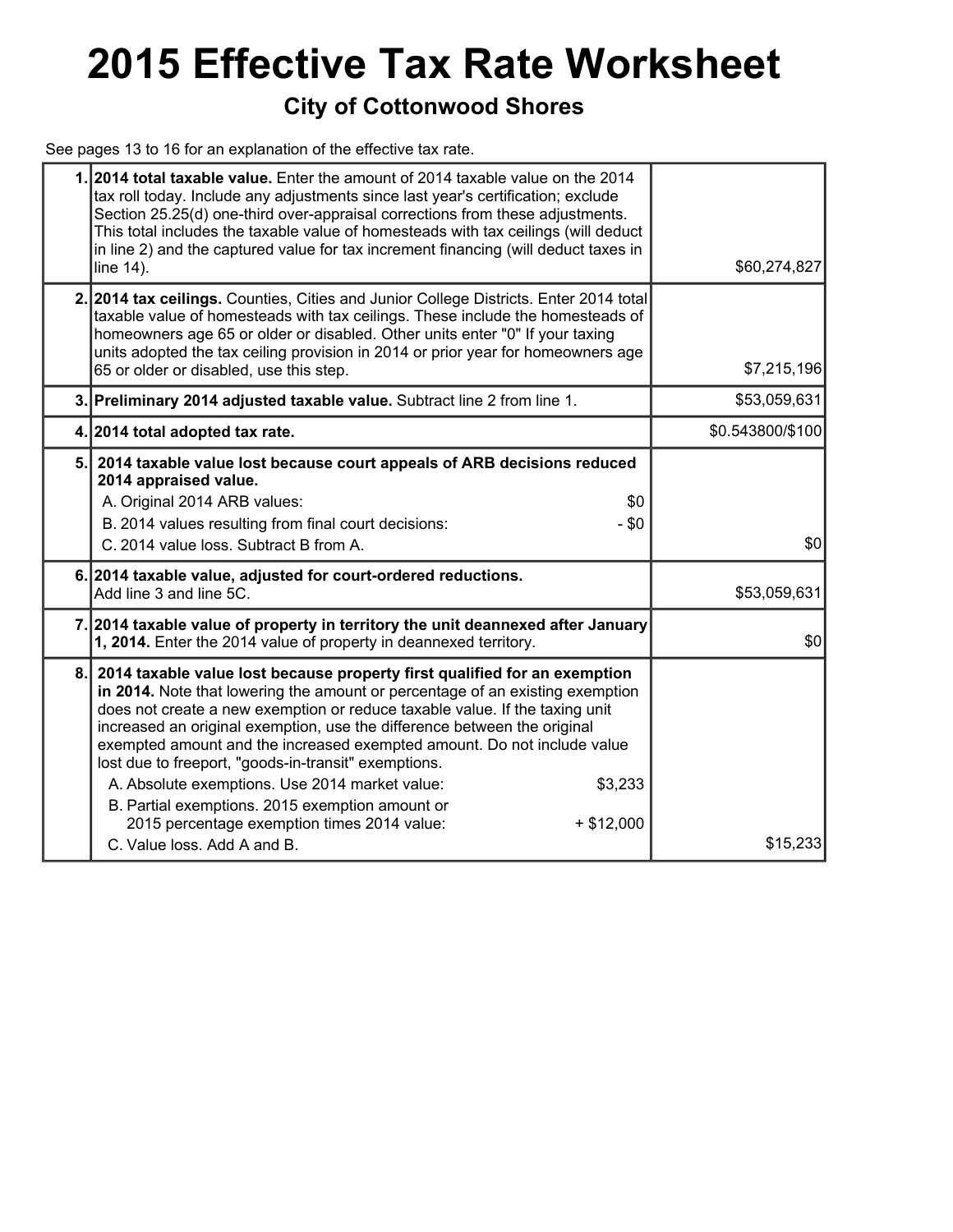# 2015 Effective Tax Rate Worksheet

## City of Cottonwood Shores

See pages 13 to 16 for an explanation of the effective tax rate.

| | | |
|---|---|---|
| 1. | **2014 total taxable value.** Enter the amount of 2014 taxable value on the 2014 tax roll today. Include any adjustments since last year's certification; exclude Section 25.25(d) one-third over-appraisal corrections from these adjustments. This total includes the taxable value of homesteads with tax ceilings (will deduct in line 2) and the captured value for tax increment financing (will deduct taxes in line 14). | $60,274,827 |
| 2. | **2014 tax ceilings.** Counties, Cities and Junior College Districts. Enter 2014 total taxable value of homesteads with tax ceilings. These include the homesteads of homeowners age 65 or older or disabled. Other units enter "0" If your taxing units adopted the tax ceiling provision in 2014 or prior year for homeowners age 65 or older or disabled, use this step. | $7,215,196 |
| 3. | **Preliminary 2014 adjusted taxable value.** Subtract line 2 from line 1. | $53,059,631 |
| 4. | **2014 total adopted tax rate.** | $0.543800/$100 |
| 5. | **2014 taxable value lost because court appeals of ARB decisions reduced 2014 appraised value.**<br>A. Original 2014 ARB values: $0<br>B. 2014 values resulting from final court decisions: - $0<br>C. 2014 value loss. Subtract B from A. | $0 |
| 6. | **2014 taxable value, adjusted for court-ordered reductions.**<br>Add line 3 and line 5C. | $53,059,631 |
| 7. | **2014 taxable value of property in territory the unit deannexed after January 1, 2014.** Enter the 2014 value of property in deannexed territory. | $0 |
| 8. | **2014 taxable value lost because property first qualified for an exemption in 2014.** Note that lowering the amount or percentage of an existing exemption does not create a new exemption or reduce taxable value. If the taxing unit increased an original exemption, use the difference between the original exempted amount and the increased exempted amount. Do not include value lost due to freeport, "goods-in-transit" exemptions.<br>A. Absolute exemptions. Use 2014 market value: $3,233<br>B. Partial exemptions. 2015 exemption amount or 2015 percentage exemption times 2014 value: + $12,000<br>C. Value loss. Add A and B. | $15,233 |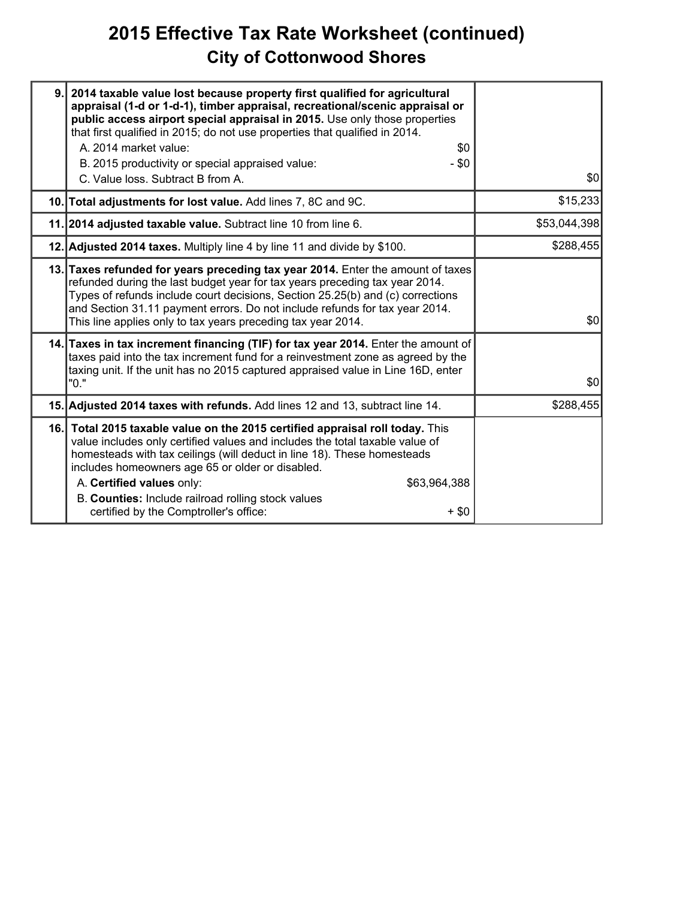# 2015 Effective Tax Rate Worksheet (continued)

## City of Cottonwood Shores

| Line | Description | Amount |
|---|---|---|
| 9. | **2014 taxable value lost because property first qualified for agricultural appraisal (1-d or 1-d-1), timber appraisal, recreational/scenic appraisal or public access airport special appraisal in 2015.** Use only those properties that first qualified in 2015; do not use properties that qualified in 2014.<br>A. 2014 market value: $0<br>B. 2015 productivity or special appraised value: - $0<br>C. Value loss. Subtract B from A. | $0 |
| 10. | **Total adjustments for lost value.** Add lines 7, 8C and 9C. | $15,233 |
| 11. | **2014 adjusted taxable value.** Subtract line 10 from line 6. | $53,044,398 |
| 12. | **Adjusted 2014 taxes.** Multiply line 4 by line 11 and divide by $100. | $288,455 |
| 13. | **Taxes refunded for years preceding tax year 2014.** Enter the amount of taxes refunded during the last budget year for tax years preceding tax year 2014. Types of refunds include court decisions, Section 25.25(b) and (c) corrections and Section 31.11 payment errors. Do not include refunds for tax year 2014. This line applies only to tax years preceding tax year 2014. | $0 |
| 14. | **Taxes in tax increment financing (TIF) for tax year 2014.** Enter the amount of taxes paid into the tax increment fund for a reinvestment zone as agreed by the taxing unit. If the unit has no 2015 captured appraised value in Line 16D, enter "0." | $0 |
| 15. | **Adjusted 2014 taxes with refunds.** Add lines 12 and 13, subtract line 14. | $288,455 |
| 16. | **Total 2015 taxable value on the 2015 certified appraisal roll today.** This value includes only certified values and includes the total taxable value of homesteads with tax ceilings (will deduct in line 18). These homesteads includes homeowners age 65 or older or disabled.<br>A. **Certified values** only: $63,964,388<br>B. **Counties:** Include railroad rolling stock values certified by the Comptroller's office: + $0 | |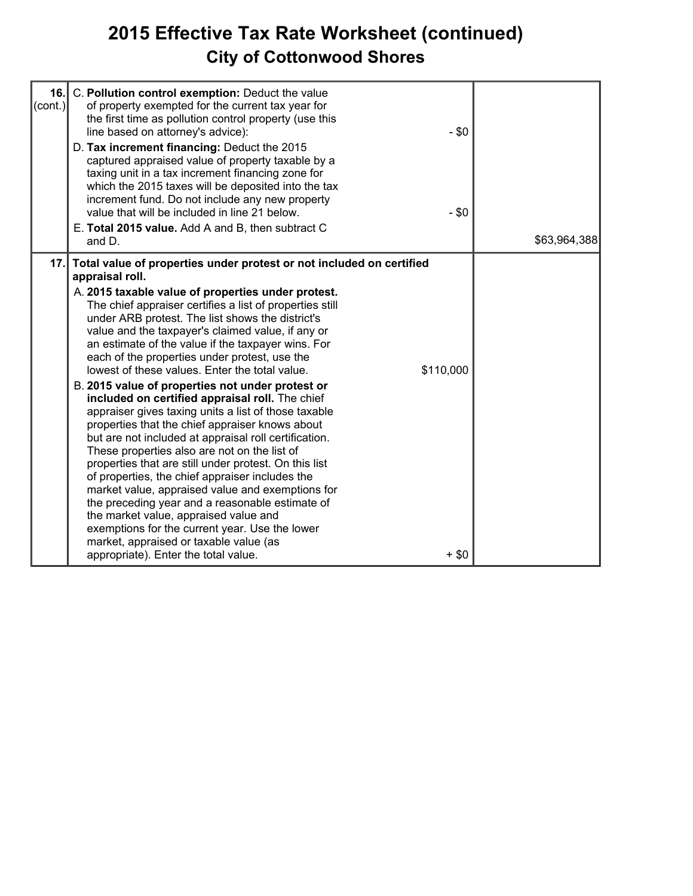# 2015 Effective Tax Rate Worksheet (continued)

## City of Cottonwood Shores

| Line | Description | Amount | Total |
|---|---|---|---|
| **16.** (cont.) | C. **Pollution control exemption:** Deduct the value of property exempted for the current tax year for the first time as pollution control property (use this line based on attorney's advice): | - $0 | |
| | D. **Tax increment financing:** Deduct the 2015 captured appraised value of property taxable by a taxing unit in a tax increment financing zone for which the 2015 taxes will be deposited into the tax increment fund. Do not include any new property value that will be included in line 21 below. | - $0 | |
| | E. **Total 2015 value.** Add A and B, then subtract C and D. | | $63,964,388 |
| **17.** | **Total value of properties under protest or not included on certified appraisal roll.** | | |
| | A. **2015 taxable value of properties under protest.** The chief appraiser certifies a list of properties still under ARB protest. The list shows the district's value and the taxpayer's claimed value, if any or an estimate of the value if the taxpayer wins. For each of the properties under protest, use the lowest of these values. Enter the total value. | $110,000 | |
| | B. **2015 value of properties not under protest or included on certified appraisal roll.** The chief appraiser gives taxing units a list of those taxable properties that the chief appraiser knows about but are not included at appraisal roll certification. These properties also are not on the list of properties that are still under protest. On this list of properties, the chief appraiser includes the market value, appraised value and exemptions for the preceding year and a reasonable estimate of the market value, appraised value and exemptions for the current year. Use the lower market, appraised or taxable value (as appropriate). Enter the total value. | + $0 | |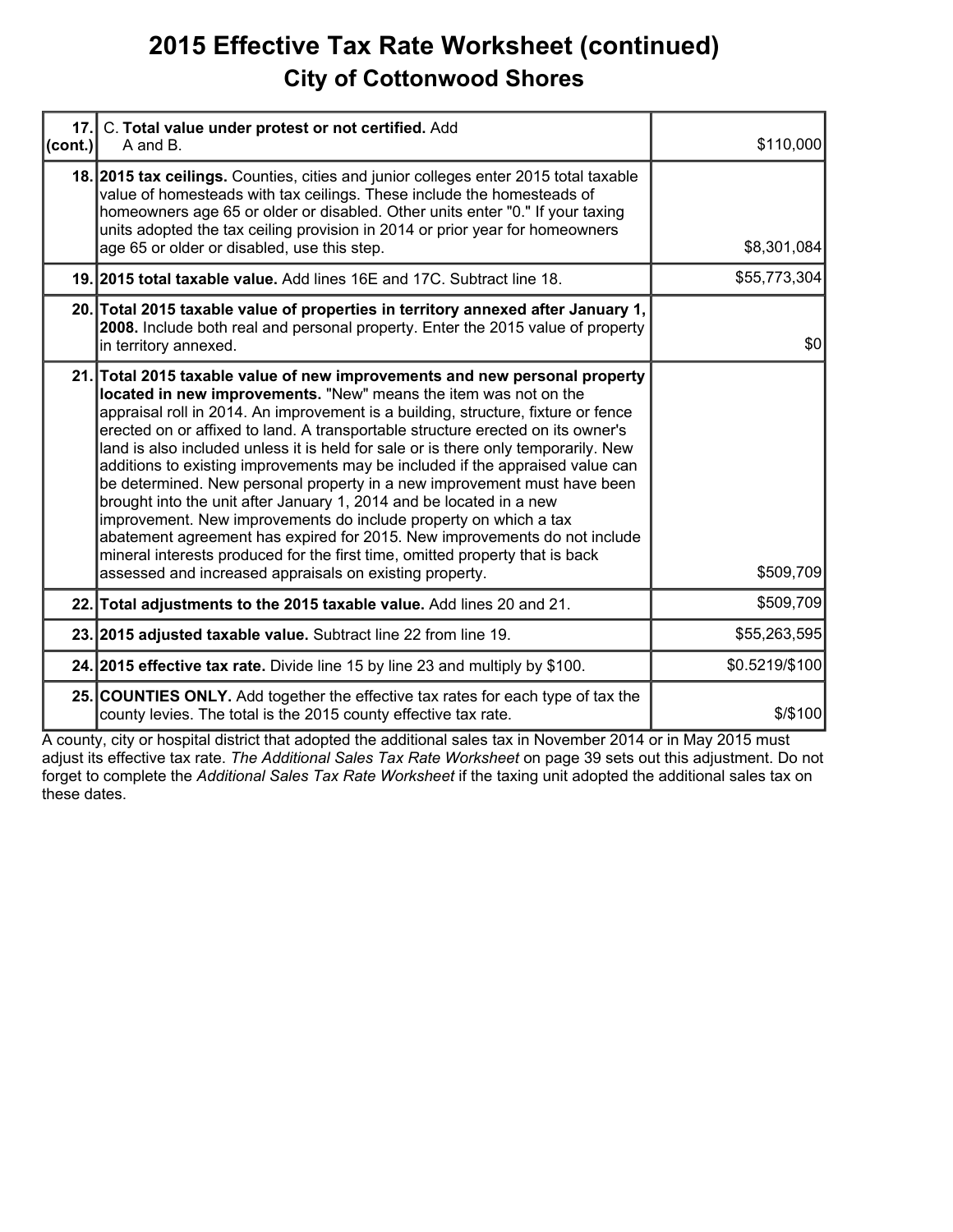# 2015 Effective Tax Rate Worksheet (continued)
## City of Cottonwood Shores

| | | |
|---|---|---|
| 17. (cont.) | C. **Total value under protest or not certified.** Add A and B. | $110,000 |
| 18. | **2015 tax ceilings.** Counties, cities and junior colleges enter 2015 total taxable value of homesteads with tax ceilings. These include the homesteads of homeowners age 65 or older or disabled. Other units enter "0." If your taxing units adopted the tax ceiling provision in 2014 or prior year for homeowners age 65 or older or disabled, use this step. | $8,301,084 |
| 19. | **2015 total taxable value.** Add lines 16E and 17C. Subtract line 18. | $55,773,304 |
| 20. | **Total 2015 taxable value of properties in territory annexed after January 1, 2008.** Include both real and personal property. Enter the 2015 value of property in territory annexed. | $0 |
| 21. | **Total 2015 taxable value of new improvements and new personal property located in new improvements.** "New" means the item was not on the appraisal roll in 2014. An improvement is a building, structure, fixture or fence erected on or affixed to land. A transportable structure erected on its owner's land is also included unless it is held for sale or is there only temporarily. New additions to existing improvements may be included if the appraised value can be determined. New personal property in a new improvement must have been brought into the unit after January 1, 2014 and be located in a new improvement. New improvements do include property on which a tax abatement agreement has expired for 2015. New improvements do not include mineral interests produced for the first time, omitted property that is back assessed and increased appraisals on existing property. | $509,709 |
| 22. | **Total adjustments to the 2015 taxable value.** Add lines 20 and 21. | $509,709 |
| 23. | **2015 adjusted taxable value.** Subtract line 22 from line 19. | $55,263,595 |
| 24. | **2015 effective tax rate.** Divide line 15 by line 23 and multiply by $100. | $0.5219/$100 |
| 25. | **COUNTIES ONLY.** Add together the effective tax rates for each type of tax the county levies. The total is the 2015 county effective tax rate. | $/$100 |

A county, city or hospital district that adopted the additional sales tax in November 2014 or in May 2015 must adjust its effective tax rate. *The Additional Sales Tax Rate Worksheet* on page 39 sets out this adjustment. Do not forget to complete the *Additional Sales Tax Rate Worksheet* if the taxing unit adopted the additional sales tax on these dates.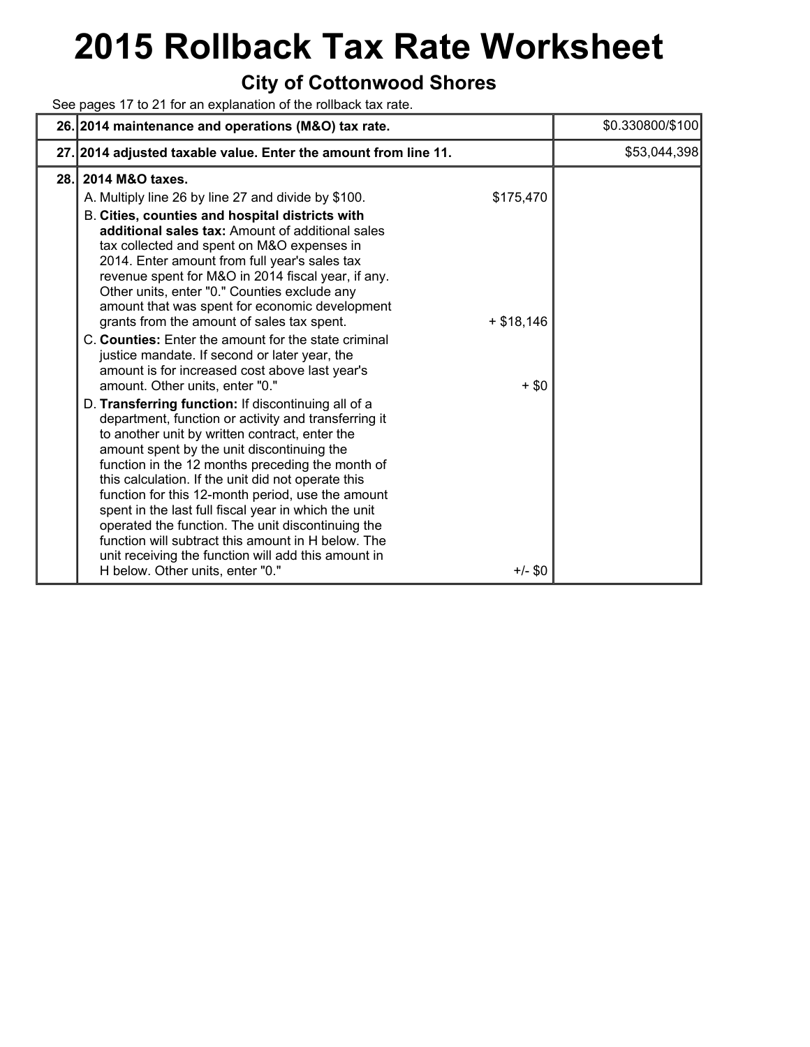# 2015 Rollback Tax Rate Worksheet

## City of Cottonwood Shores

See pages 17 to 21 for an explanation of the rollback tax rate.

| | | | |
|---|---|---|---|
| **26.** | **2014 maintenance and operations (M&O) tax rate.** | | $0.330800/$100 |
| **27.** | **2014 adjusted taxable value. Enter the amount from line 11.** | | $53,044,398 |
| **28.** | **2014 M&O taxes.** | | |
| | A. Multiply line 26 by line 27 and divide by $100. | $175,470 | |
| | B. **Cities, counties and hospital districts with additional sales tax:** Amount of additional sales tax collected and spent on M&O expenses in 2014. Enter amount from full year's sales tax revenue spent for M&O in 2014 fiscal year, if any. Other units, enter "0." Counties exclude any amount that was spent for economic development grants from the amount of sales tax spent. | + $18,146 | |
| | C. **Counties:** Enter the amount for the state criminal justice mandate. If second or later year, the amount is for increased cost above last year's amount. Other units, enter "0." | + $0 | |
| | D. **Transferring function:** If discontinuing all of a department, function or activity and transferring it to another unit by written contract, enter the amount spent by the unit discontinuing the function in the 12 months preceding the month of this calculation. If the unit did not operate this function for this 12-month period, use the amount spent in the last full fiscal year in which the unit operated the function. The unit discontinuing the function will subtract this amount in H below. The unit receiving the function will add this amount in H below. Other units, enter "0." | +/- $0 | |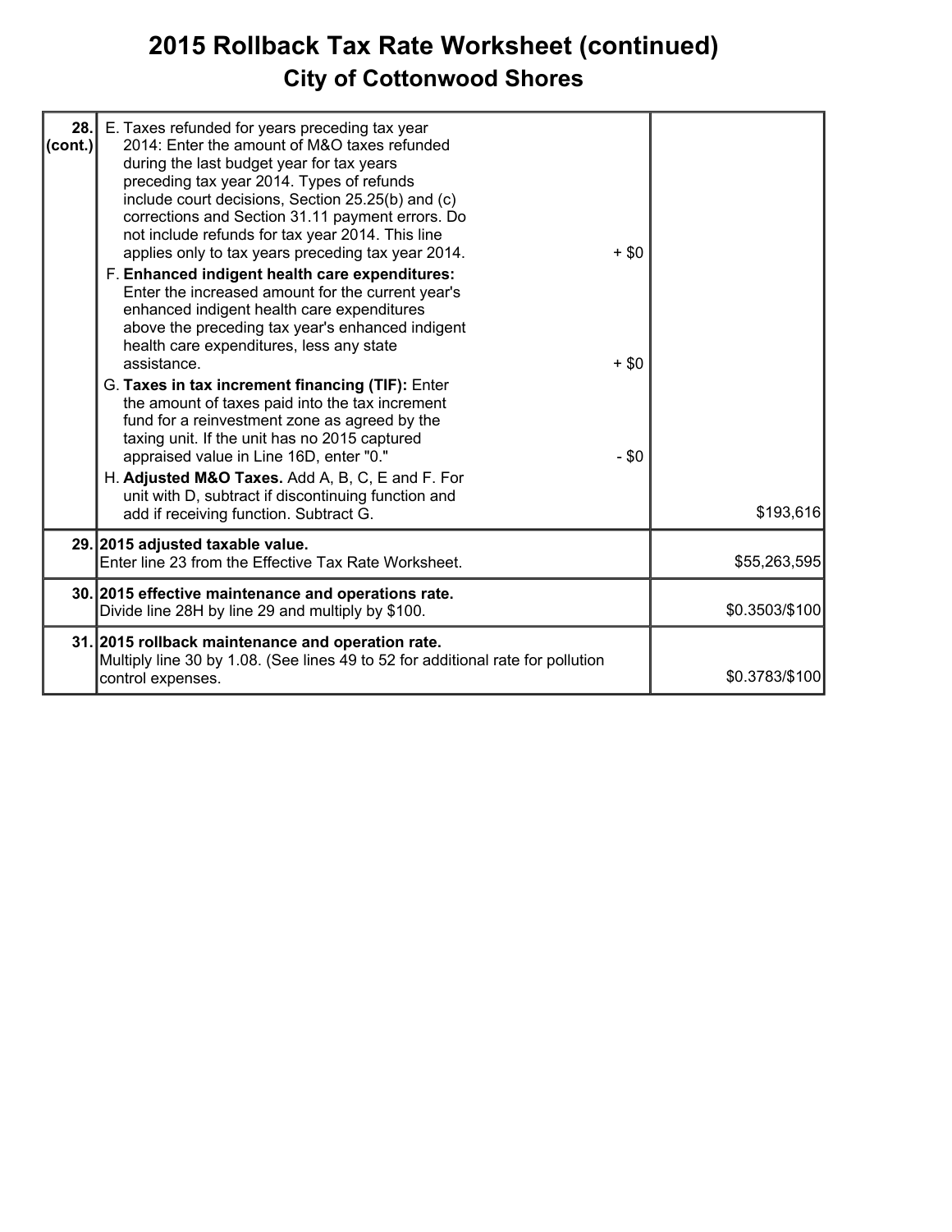# 2015 Rollback Tax Rate Worksheet (continued)

## City of Cottonwood Shores

| | | |
|---|---|---|
| **28. (cont.)** | E. Taxes refunded for years preceding tax year 2014: Enter the amount of M&O taxes refunded during the last budget year for tax years preceding tax year 2014. Types of refunds include court decisions, Section 25.25(b) and (c) corrections and Section 31.11 payment errors. Do not include refunds for tax year 2014. This line applies only to tax years preceding tax year 2014. + $0<br>F. **Enhanced indigent health care expenditures:** Enter the increased amount for the current year's enhanced indigent health care expenditures above the preceding tax year's enhanced indigent health care expenditures, less any state assistance. + $0<br>G. **Taxes in tax increment financing (TIF):** Enter the amount of taxes paid into the tax increment fund for a reinvestment zone as agreed by the taxing unit. If the unit has no 2015 captured appraised value in Line 16D, enter "0." - $0<br>H. **Adjusted M&O Taxes.** Add A, B, C, E and F. For unit with D, subtract if discontinuing function and add if receiving function. Subtract G. | $193,616 |
| **29.** | **2015 adjusted taxable value.**<br>Enter line 23 from the Effective Tax Rate Worksheet. | $55,263,595 |
| **30.** | **2015 effective maintenance and operations rate.**<br>Divide line 28H by line 29 and multiply by $100. | $0.3503/$100 |
| **31.** | **2015 rollback maintenance and operation rate.**<br>Multiply line 30 by 1.08. (See lines 49 to 52 for additional rate for pollution control expenses. | $0.3783/$100 |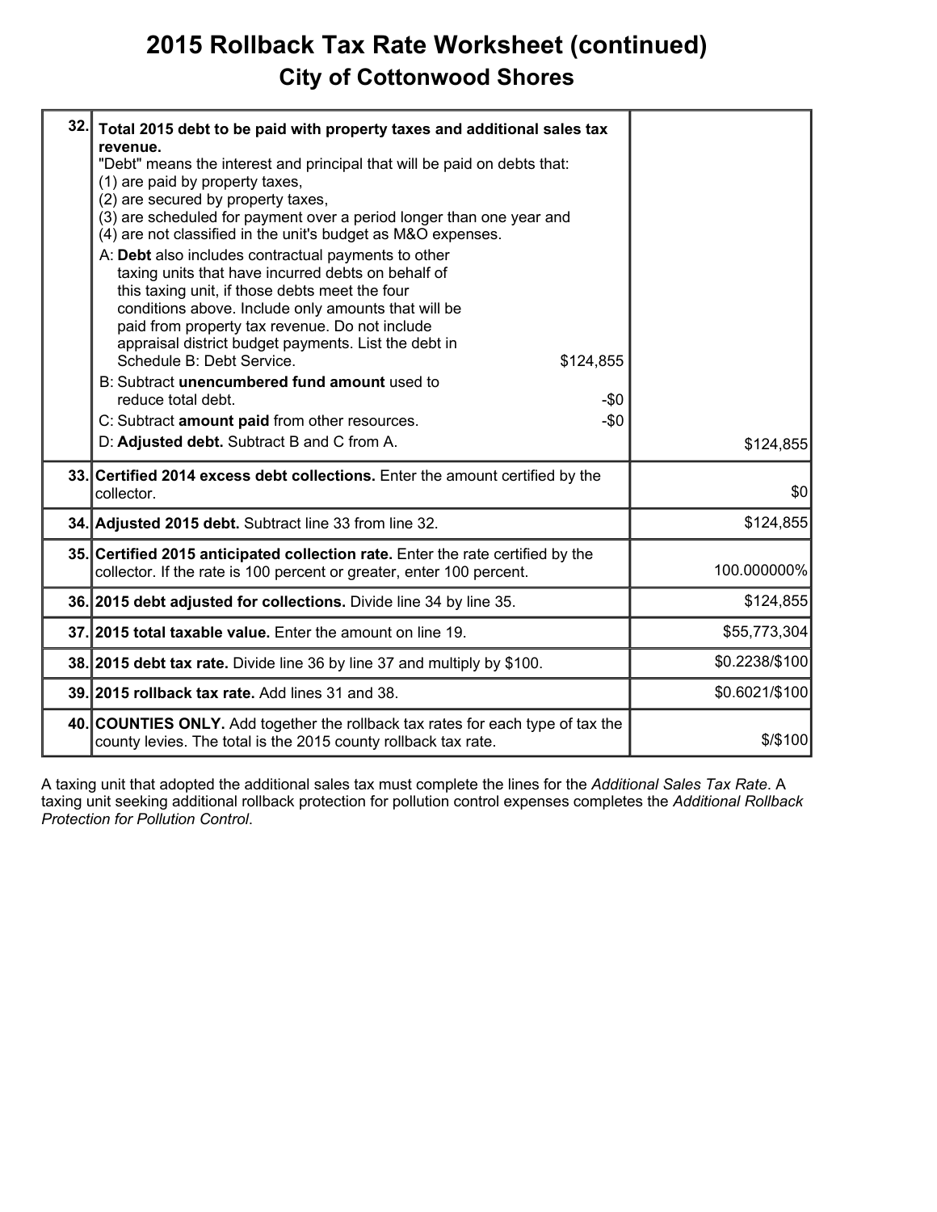# 2015 Rollback Tax Rate Worksheet (continued)

## City of Cottonwood Shores

| Line | Description | Amount |
|---|---|---|
| 32. | **Total 2015 debt to be paid with property taxes and additional sales tax revenue.**<br>"Debt" means the interest and principal that will be paid on debts that:<br>(1) are paid by property taxes,<br>(2) are secured by property taxes,<br>(3) are scheduled for payment over a period longer than one year and<br>(4) are not classified in the unit's budget as M&O expenses.<br>A: **Debt** also includes contractual payments to other taxing units that have incurred debts on behalf of this taxing unit, if those debts meet the four conditions above. Include only amounts that will be paid from property tax revenue. Do not include appraisal district budget payments. List the debt in Schedule B: Debt Service. $124,855<br>B: Subtract **unencumbered fund amount** used to reduce total debt. -$0<br>C: Subtract **amount paid** from other resources. -$0<br>D: **Adjusted debt.** Subtract B and C from A. | $124,855 |
| 33. | **Certified 2014 excess debt collections.** Enter the amount certified by the collector. | $0 |
| 34. | **Adjusted 2015 debt.** Subtract line 33 from line 32. | $124,855 |
| 35. | **Certified 2015 anticipated collection rate.** Enter the rate certified by the collector. If the rate is 100 percent or greater, enter 100 percent. | 100.000000% |
| 36. | **2015 debt adjusted for collections.** Divide line 34 by line 35. | $124,855 |
| 37. | **2015 total taxable value.** Enter the amount on line 19. | $55,773,304 |
| 38. | **2015 debt tax rate.** Divide line 36 by line 37 and multiply by $100. | $0.2238/$100 |
| 39. | **2015 rollback tax rate.** Add lines 31 and 38. | $0.6021/$100 |
| 40. | **COUNTIES ONLY.** Add together the rollback tax rates for each type of tax the county levies. The total is the 2015 county rollback tax rate. | $/$100 |

A taxing unit that adopted the additional sales tax must complete the lines for the *Additional Sales Tax Rate*. A taxing unit seeking additional rollback protection for pollution control expenses completes the *Additional Rollback Protection for Pollution Control*.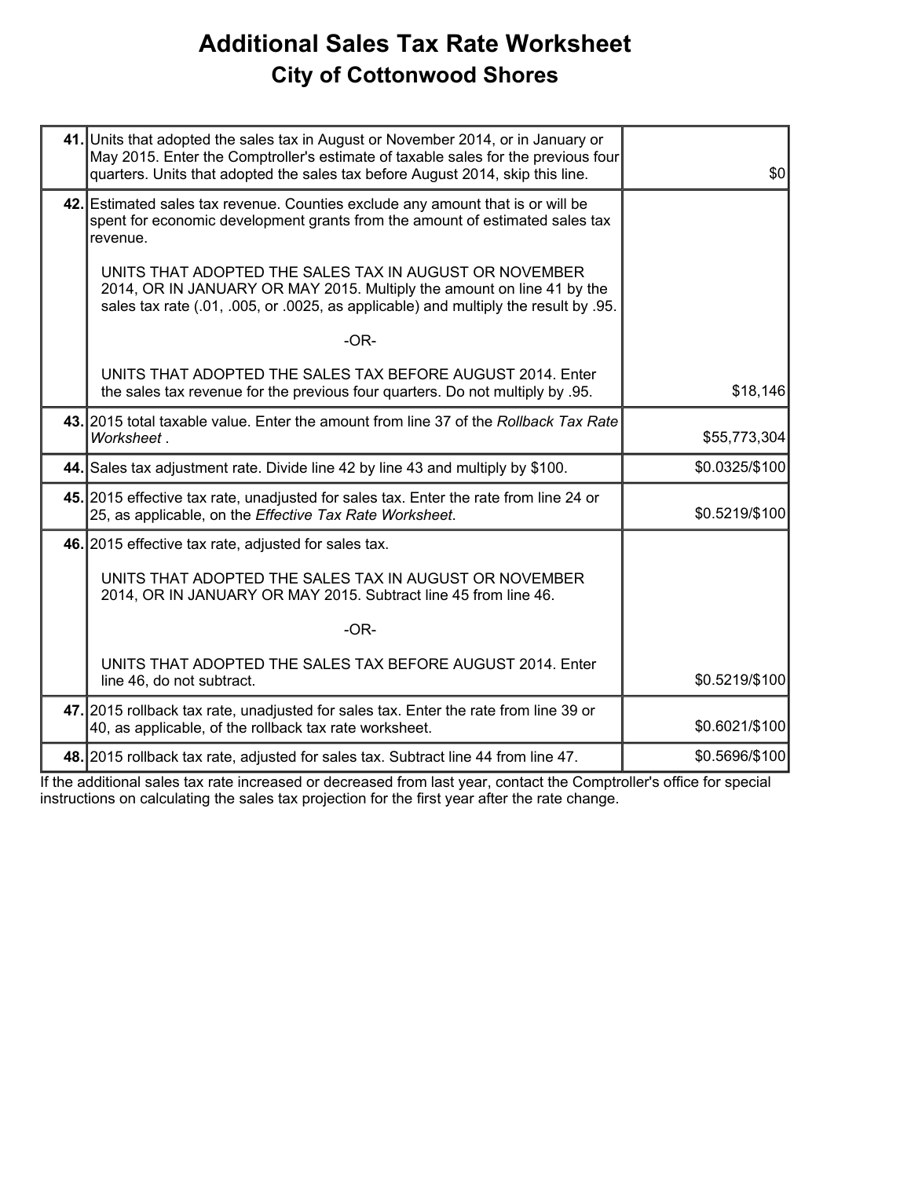# Additional Sales Tax Rate Worksheet

## City of Cottonwood Shores

| | | |
|---|---|---|
| **41.** | Units that adopted the sales tax in August or November 2014, or in January or May 2015. Enter the Comptroller's estimate of taxable sales for the previous four quarters. Units that adopted the sales tax before August 2014, skip this line. | $0 |
| **42.** | Estimated sales tax revenue. Counties exclude any amount that is or will be spent for economic development grants from the amount of estimated sales tax revenue.<br><br>UNITS THAT ADOPTED THE SALES TAX IN AUGUST OR NOVEMBER 2014, OR IN JANUARY OR MAY 2015. Multiply the amount on line 41 by the sales tax rate (.01, .005, or .0025, as applicable) and multiply the result by .95.<br><br>-OR-<br><br>UNITS THAT ADOPTED THE SALES TAX BEFORE AUGUST 2014. Enter the sales tax revenue for the previous four quarters. Do not multiply by .95. | $18,146 |
| **43.** | 2015 total taxable value. Enter the amount from line 37 of the *Rollback Tax Rate Worksheet* . | $55,773,304 |
| **44.** | Sales tax adjustment rate. Divide line 42 by line 43 and multiply by $100. | $0.0325/$100 |
| **45.** | 2015 effective tax rate, unadjusted for sales tax. Enter the rate from line 24 or 25, as applicable, on the *Effective Tax Rate Worksheet*. | $0.5219/$100 |
| **46.** | 2015 effective tax rate, adjusted for sales tax.<br><br>UNITS THAT ADOPTED THE SALES TAX IN AUGUST OR NOVEMBER 2014, OR IN JANUARY OR MAY 2015. Subtract line 45 from line 46.<br><br>-OR-<br><br>UNITS THAT ADOPTED THE SALES TAX BEFORE AUGUST 2014. Enter line 46, do not subtract. | $0.5219/$100 |
| **47.** | 2015 rollback tax rate, unadjusted for sales tax. Enter the rate from line 39 or 40, as applicable, of the rollback tax rate worksheet. | $0.6021/$100 |
| **48.** | 2015 rollback tax rate, adjusted for sales tax. Subtract line 44 from line 47. | $0.5696/$100 |

If the additional sales tax rate increased or decreased from last year, contact the Comptroller's office for special instructions on calculating the sales tax projection for the first year after the rate change.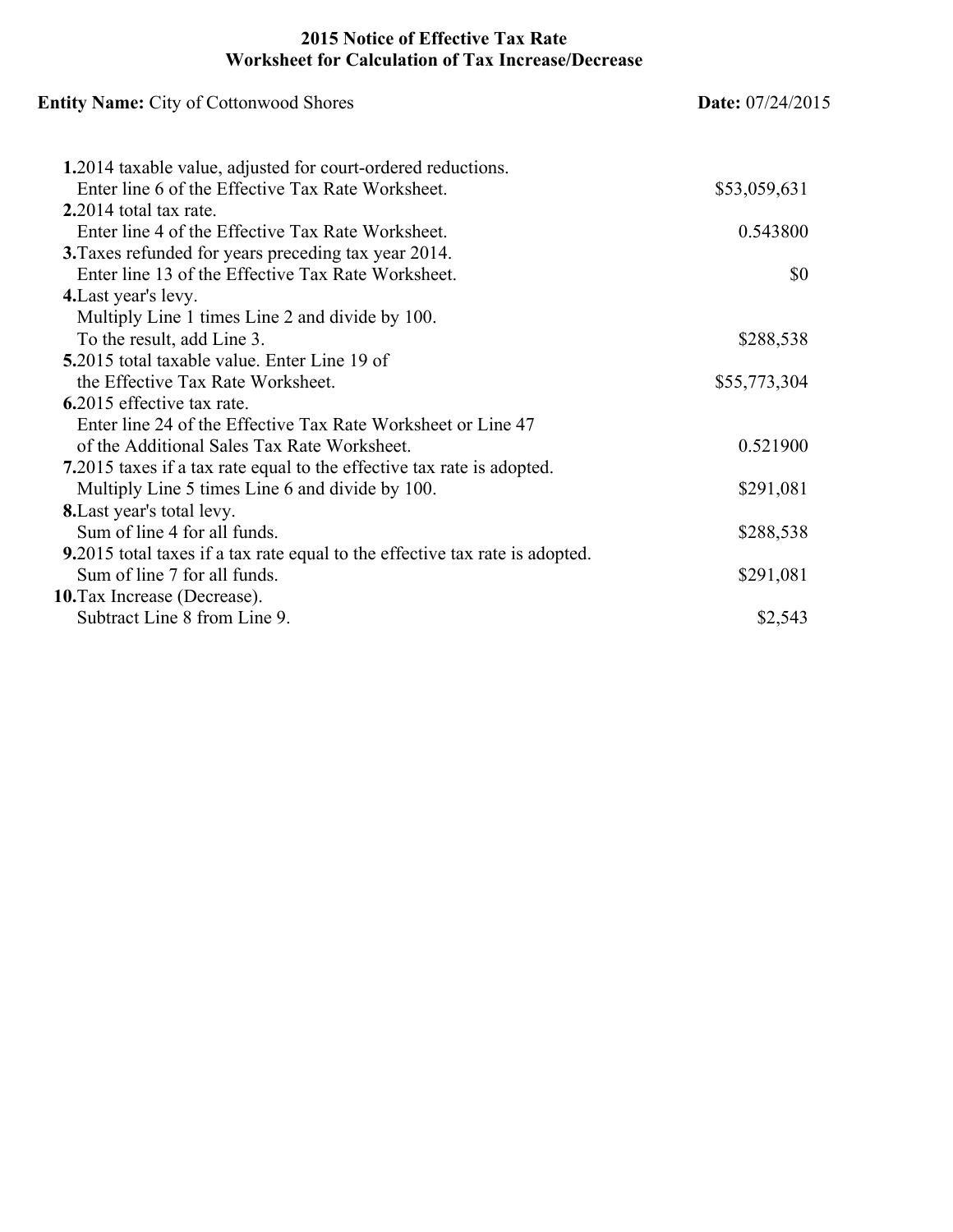# 2015 Notice of Effective Tax Rate
## Worksheet for Calculation of Tax Increase/Decrease

**Entity Name:** City of Cottonwood Shores **Date:** 07/24/2015

| | |
|---|---|
| **1.** 2014 taxable value, adjusted for court-ordered reductions. Enter line 6 of the Effective Tax Rate Worksheet. | $53,059,631 |
| **2.** 2014 total tax rate. Enter line 4 of the Effective Tax Rate Worksheet. | 0.543800 |
| **3.** Taxes refunded for years preceding tax year 2014. Enter line 13 of the Effective Tax Rate Worksheet. | $0 |
| **4.** Last year's levy. Multiply Line 1 times Line 2 and divide by 100. To the result, add Line 3. | $288,538 |
| **5.** 2015 total taxable value. Enter Line 19 of the Effective Tax Rate Worksheet. | $55,773,304 |
| **6.** 2015 effective tax rate. Enter line 24 of the Effective Tax Rate Worksheet or Line 47 of the Additional Sales Tax Rate Worksheet. | 0.521900 |
| **7.** 2015 taxes if a tax rate equal to the effective tax rate is adopted. Multiply Line 5 times Line 6 and divide by 100. | $291,081 |
| **8.** Last year's total levy. Sum of line 4 for all funds. | $288,538 |
| **9.** 2015 total taxes if a tax rate equal to the effective tax rate is adopted. Sum of line 7 for all funds. | $291,081 |
| **10.** Tax Increase (Decrease). Subtract Line 8 from Line 9. | $2,543 |